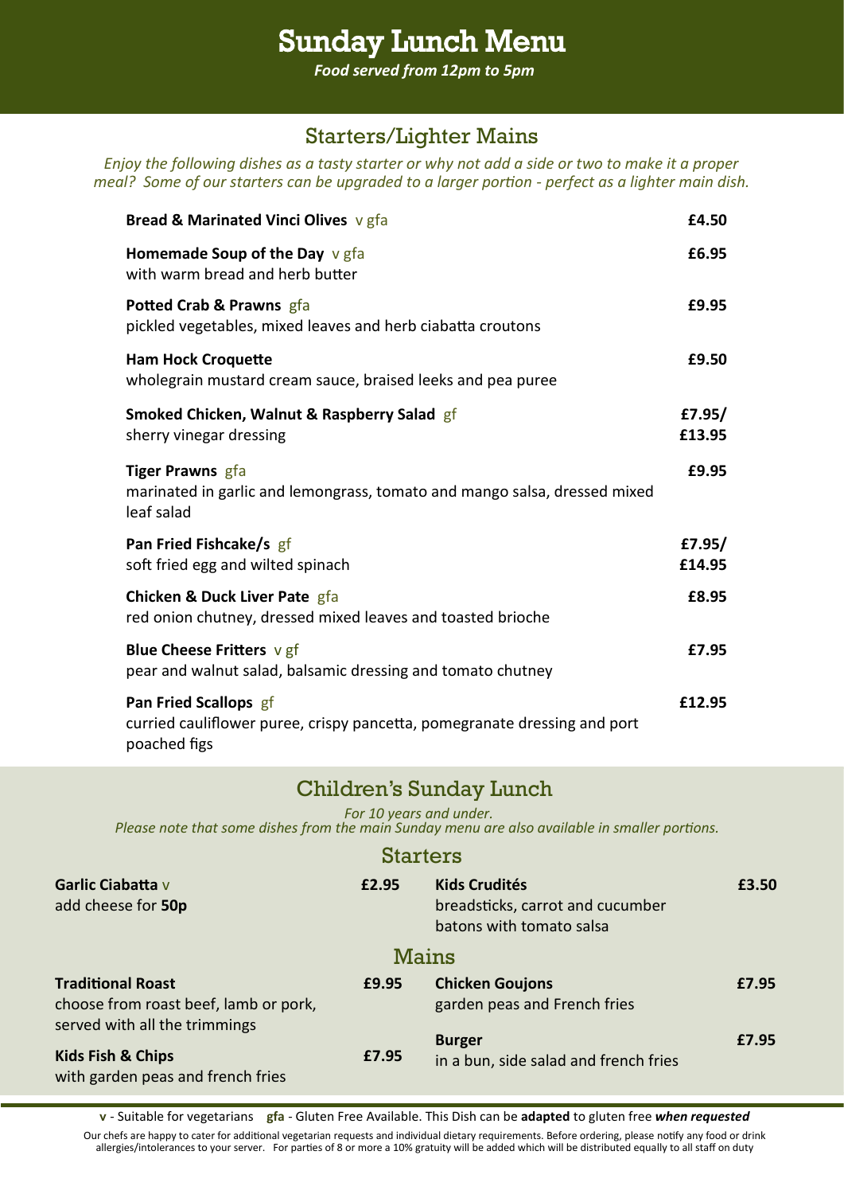# Sunday Lunch Menu

***Food served from 12pm to 5pm***

## Starters/Lighter Mains

*Enjoy the following dishes as a tasty starter or why not add a side or two to make it a proper meal? Some of our starters can be upgraded to a larger portion - perfect as a lighter main dish.*

**Bread & Marinated Vinci Olives** v gfa — **£4.50**

**Homemade Soup of the Day** v gfa — **£6.95**
with warm bread and herb butter

**Potted Crab & Prawns** gfa — **£9.95**
pickled vegetables, mixed leaves and herb ciabatta croutons

**Ham Hock Croquette** — **£9.50**
wholegrain mustard cream sauce, braised leeks and pea puree

**Smoked Chicken, Walnut & Raspberry Salad** gf — **£7.95/ £13.95**
sherry vinegar dressing

**Tiger Prawns** gfa — **£9.95**
marinated in garlic and lemongrass, tomato and mango salsa, dressed mixed leaf salad

**Pan Fried Fishcake/s** gf — **£7.95/ £14.95**
soft fried egg and wilted spinach

**Chicken & Duck Liver Pate** gfa — **£8.95**
red onion chutney, dressed mixed leaves and toasted brioche

**Blue Cheese Fritters** v gf — **£7.95**
pear and walnut salad, balsamic dressing and tomato chutney

**Pan Fried Scallops** gf — **£12.95**
curried cauliflower puree, crispy pancetta, pomegranate dressing and port poached figs

## Children's Sunday Lunch

*For 10 years and under.*
*Please note that some dishes from the main Sunday menu are also available in smaller portions.*

### Starters

**Garlic Ciabatta** v — **£2.95**
add cheese for **50p**

**Kids Crudités** — **£3.50**
breadsticks, carrot and cucumber batons with tomato salsa

### Mains

**Traditional Roast** — **£9.95**
choose from roast beef, lamb or pork, served with all the trimmings

**Kids Fish & Chips** — **£7.95**
with garden peas and french fries

**Chicken Goujons** — **£7.95**
garden peas and French fries

**Burger** — **£7.95**
in a bun, side salad and french fries

**v** - Suitable for vegetarians **gfa** - Gluten Free Available. This Dish can be **adapted** to gluten free ***when requested***

Our chefs are happy to cater for additional vegetarian requests and individual dietary requirements. Before ordering, please notify any food or drink allergies/intolerances to your server. For parties of 8 or more a 10% gratuity will be added which will be distributed equally to all staff on duty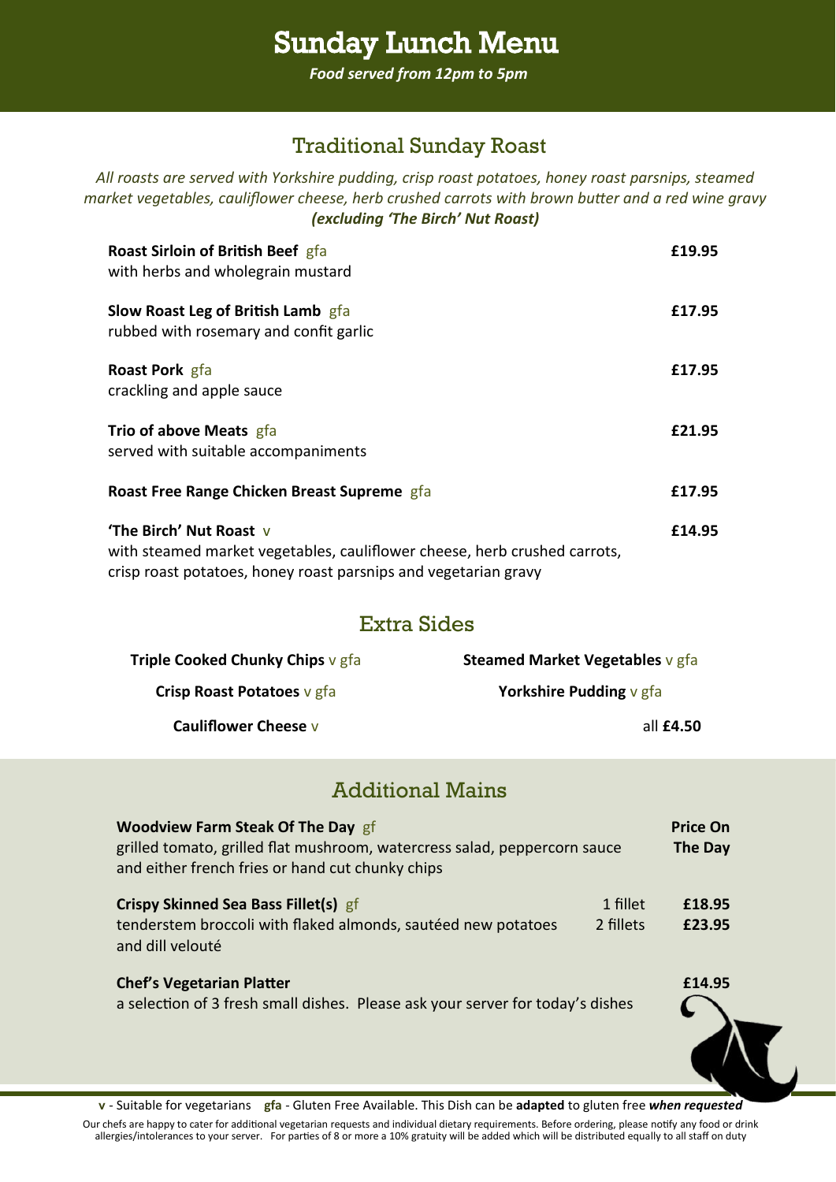# Sunday Lunch Menu

*Food served from 12pm to 5pm*

## Traditional Sunday Roast

*All roasts are served with Yorkshire pudding, crisp roast potatoes, honey roast parsnips, steamed market vegetables, cauliflower cheese, herb crushed carrots with brown butter and a red wine gravy* ***(excluding 'The Birch' Nut Roast)***

**Roast Sirloin of British Beef** gfa — **£19.95**
with herbs and wholegrain mustard

**Slow Roast Leg of British Lamb** gfa — **£17.95**
rubbed with rosemary and confit garlic

**Roast Pork** gfa — **£17.95**
crackling and apple sauce

**Trio of above Meats** gfa — **£21.95**
served with suitable accompaniments

**Roast Free Range Chicken Breast Supreme** gfa — **£17.95**

**'The Birch' Nut Roast** v — **£14.95**
with steamed market vegetables, cauliflower cheese, herb crushed carrots, crisp roast potatoes, honey roast parsnips and vegetarian gravy

## Extra Sides

**Triple Cooked Chunky Chips** v gfa

**Steamed Market Vegetables** v gfa

**Crisp Roast Potatoes** v gfa

**Yorkshire Pudding** v gfa

**Cauliflower Cheese** v

all **£4.50**

## Additional Mains

**Woodview Farm Steak Of The Day** gf — **Price On The Day**
grilled tomato, grilled flat mushroom, watercress salad, peppercorn sauce and either french fries or hand cut chunky chips

**Crispy Skinned Sea Bass Fillet(s)** gf — 1 fillet **£18.95** / 2 fillets **£23.95**
tenderstem broccoli with flaked almonds, sautéed new potatoes and dill velouté

**Chef's Vegetarian Platter** — **£14.95**
a selection of 3 fresh small dishes. Please ask your server for today's dishes

**v** - Suitable for vegetarians **gfa** - Gluten Free Available. This Dish can be **adapted** to gluten free ***when requested***

Our chefs are happy to cater for additional vegetarian requests and individual dietary requirements. Before ordering, please notify any food or drink allergies/intolerances to your server. For parties of 8 or more a 10% gratuity will be added which will be distributed equally to all staff on duty